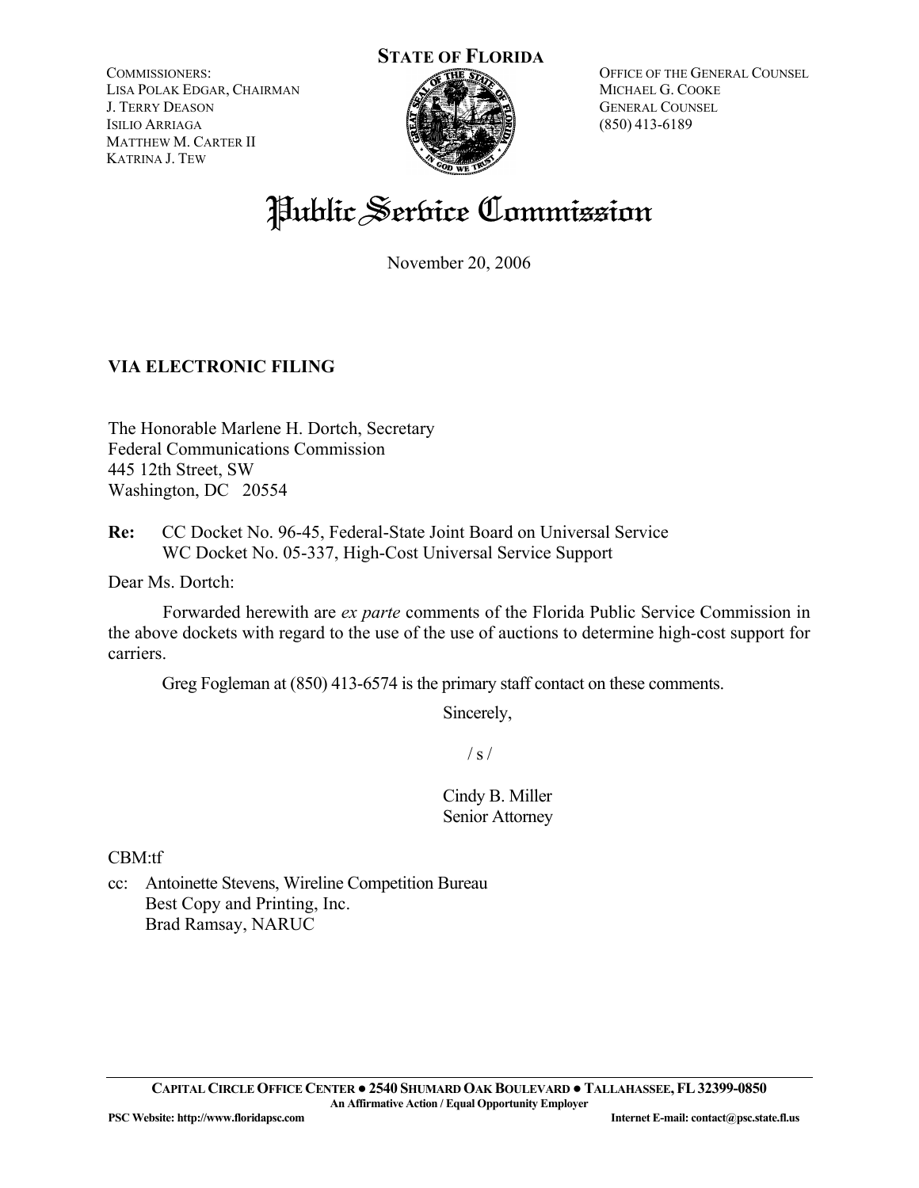**STATE OF FLORIDA**

COMMISSIONERS:
LISA POLAK EDGAR, CHAIRMAN
J. TERRY DEASON
ISILIO ARRIAGA
MATTHEW M. CARTER II
KATRINA J. TEW

OFFICE OF THE GENERAL COUNSEL
MICHAEL G. COOKE
GENERAL COUNSEL
(850) 413-6189

# Public Service Commission

November 20, 2006

**VIA ELECTRONIC FILING**

The Honorable Marlene H. Dortch, Secretary
Federal Communications Commission
445 12th Street, SW
Washington, DC 20554

**Re:** CC Docket No. 96-45, Federal-State Joint Board on Universal Service
WC Docket No. 05-337, High-Cost Universal Service Support

Dear Ms. Dortch:

Forwarded herewith are *ex parte* comments of the Florida Public Service Commission in the above dockets with regard to the use of the use of auctions to determine high-cost support for carriers.

Greg Fogleman at (850) 413-6574 is the primary staff contact on these comments.

Sincerely,

/ s /

Cindy B. Miller
Senior Attorney

CBM:tf

cc: Antoinette Stevens, Wireline Competition Bureau
Best Copy and Printing, Inc.
Brad Ramsay, NARUC

CAPITAL CIRCLE OFFICE CENTER ● 2540 SHUMARD OAK BOULEVARD ● TALLAHASSEE, FL 32399-0850
An Affirmative Action / Equal Opportunity Employer
PSC Website: http://www.floridapsc.com Internet E-mail: contact@psc.state.fl.us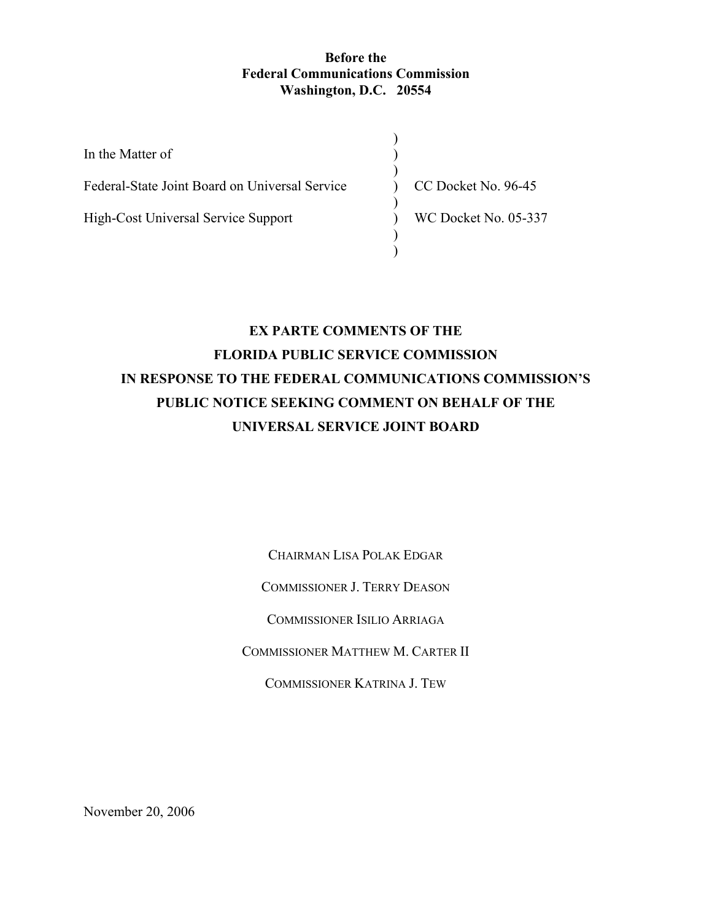**Before the**
**Federal Communications Commission**
**Washington, D.C. 20554**

| | | |
|---|---|---|
| In the Matter of | ) | |
| Federal-State Joint Board on Universal Service | ) | CC Docket No. 96-45 |
| High-Cost Universal Service Support | ) | WC Docket No. 05-337 |

# EX PARTE COMMENTS OF THE FLORIDA PUBLIC SERVICE COMMISSION IN RESPONSE TO THE FEDERAL COMMUNICATIONS COMMISSION'S PUBLIC NOTICE SEEKING COMMENT ON BEHALF OF THE UNIVERSAL SERVICE JOINT BOARD

CHAIRMAN LISA POLAK EDGAR

COMMISSIONER J. TERRY DEASON

COMMISSIONER ISILIO ARRIAGA

COMMISSIONER MATTHEW M. CARTER II

COMMISSIONER KATRINA J. TEW

November 20, 2006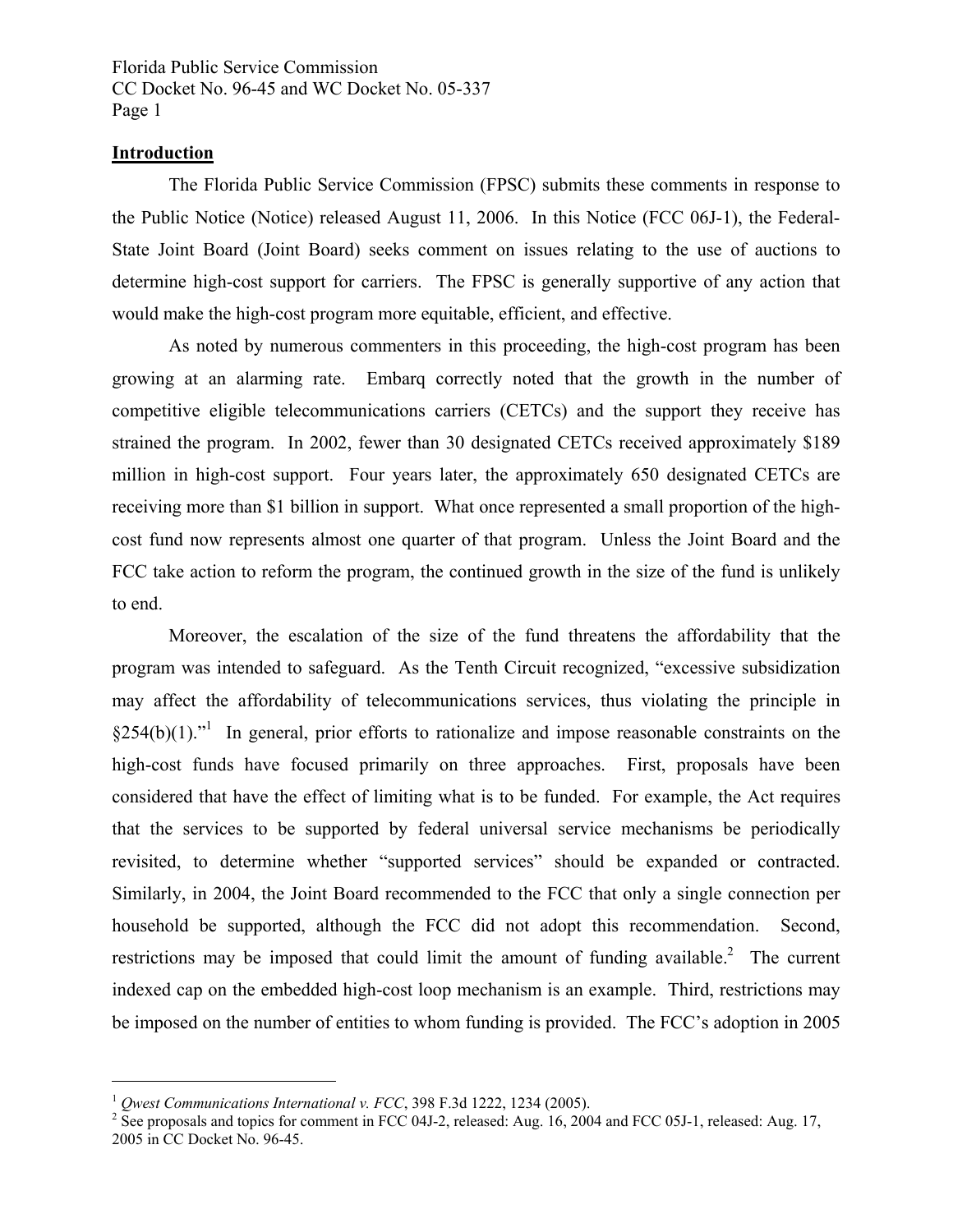## Introduction

The Florida Public Service Commission (FPSC) submits these comments in response to the Public Notice (Notice) released August 11, 2006. In this Notice (FCC 06J-1), the Federal-State Joint Board (Joint Board) seeks comment on issues relating to the use of auctions to determine high-cost support for carriers. The FPSC is generally supportive of any action that would make the high-cost program more equitable, efficient, and effective.

As noted by numerous commenters in this proceeding, the high-cost program has been growing at an alarming rate. Embarq correctly noted that the growth in the number of competitive eligible telecommunications carriers (CETCs) and the support they receive has strained the program. In 2002, fewer than 30 designated CETCs received approximately $189 million in high-cost support. Four years later, the approximately 650 designated CETCs are receiving more than $1 billion in support. What once represented a small proportion of the high-cost fund now represents almost one quarter of that program. Unless the Joint Board and the FCC take action to reform the program, the continued growth in the size of the fund is unlikely to end.

Moreover, the escalation of the size of the fund threatens the affordability that the program was intended to safeguard. As the Tenth Circuit recognized, "excessive subsidization may affect the affordability of telecommunications services, thus violating the principle in §254(b)(1)."[1] In general, prior efforts to rationalize and impose reasonable constraints on the high-cost funds have focused primarily on three approaches. First, proposals have been considered that have the effect of limiting what is to be funded. For example, the Act requires that the services to be supported by federal universal service mechanisms be periodically revisited, to determine whether "supported services" should be expanded or contracted. Similarly, in 2004, the Joint Board recommended to the FCC that only a single connection per household be supported, although the FCC did not adopt this recommendation. Second, restrictions may be imposed that could limit the amount of funding available.[2] The current indexed cap on the embedded high-cost loop mechanism is an example. Third, restrictions may be imposed on the number of entities to whom funding is provided. The FCC's adoption in 2005

---

[1] *Qwest Communications International v. FCC*, 398 F.3d 1222, 1234 (2005).

[2] See proposals and topics for comment in FCC 04J-2, released: Aug. 16, 2004 and FCC 05J-1, released: Aug. 17, 2005 in CC Docket No. 96-45.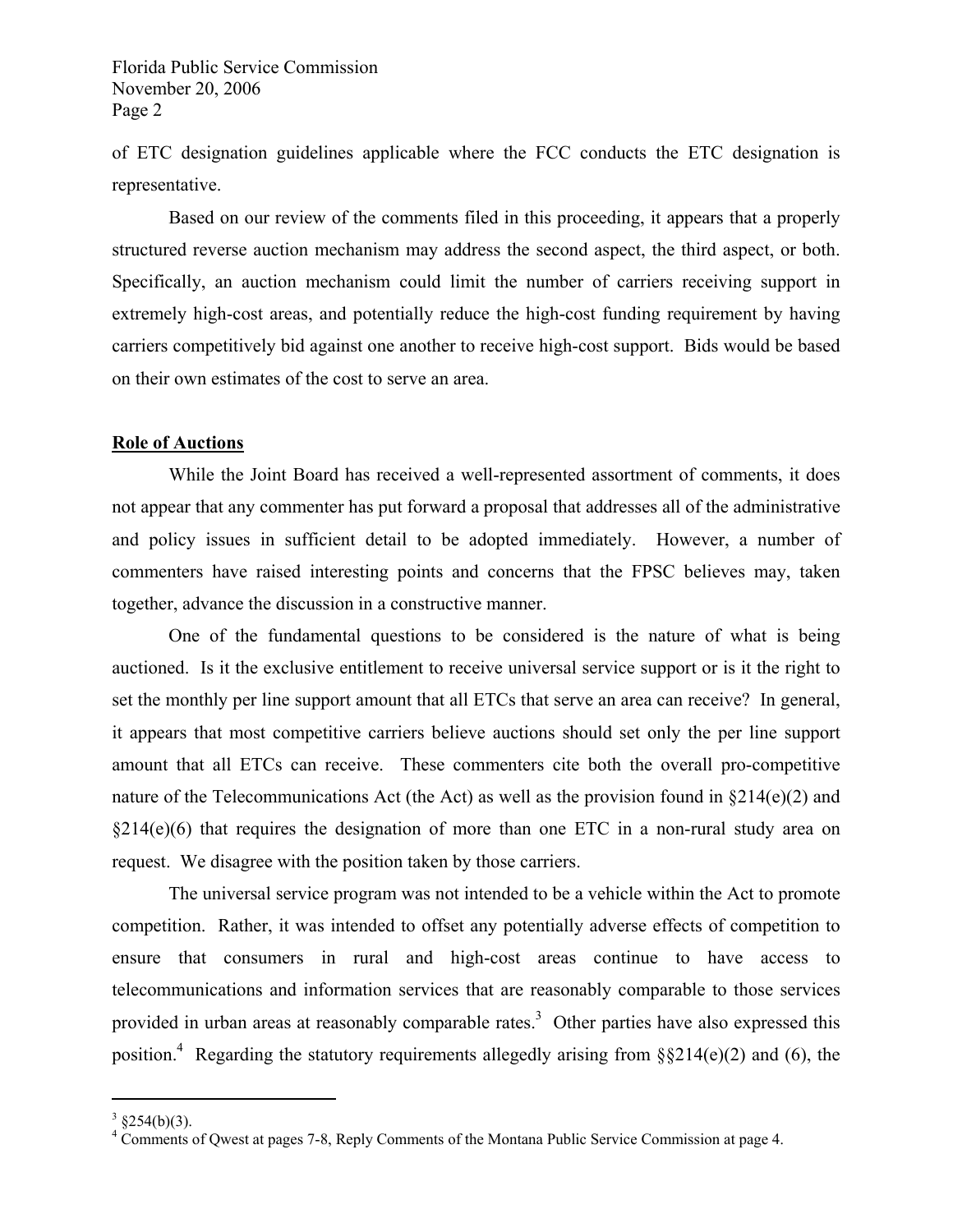of ETC designation guidelines applicable where the FCC conducts the ETC designation is representative.

Based on our review of the comments filed in this proceeding, it appears that a properly structured reverse auction mechanism may address the second aspect, the third aspect, or both. Specifically, an auction mechanism could limit the number of carriers receiving support in extremely high-cost areas, and potentially reduce the high-cost funding requirement by having carriers competitively bid against one another to receive high-cost support. Bids would be based on their own estimates of the cost to serve an area.

## Role of Auctions

While the Joint Board has received a well-represented assortment of comments, it does not appear that any commenter has put forward a proposal that addresses all of the administrative and policy issues in sufficient detail to be adopted immediately. However, a number of commenters have raised interesting points and concerns that the FPSC believes may, taken together, advance the discussion in a constructive manner.

One of the fundamental questions to be considered is the nature of what is being auctioned. Is it the exclusive entitlement to receive universal service support or is it the right to set the monthly per line support amount that all ETCs that serve an area can receive? In general, it appears that most competitive carriers believe auctions should set only the per line support amount that all ETCs can receive. These commenters cite both the overall pro-competitive nature of the Telecommunications Act (the Act) as well as the provision found in §214(e)(2) and §214(e)(6) that requires the designation of more than one ETC in a non-rural study area on request. We disagree with the position taken by those carriers.

The universal service program was not intended to be a vehicle within the Act to promote competition. Rather, it was intended to offset any potentially adverse effects of competition to ensure that consumers in rural and high-cost areas continue to have access to telecommunications and information services that are reasonably comparable to those services provided in urban areas at reasonably comparable rates.[3] Other parties have also expressed this position.[4] Regarding the statutory requirements allegedly arising from §§214(e)(2) and (6), the

---

[3] §254(b)(3).

[4] Comments of Qwest at pages 7-8, Reply Comments of the Montana Public Service Commission at page 4.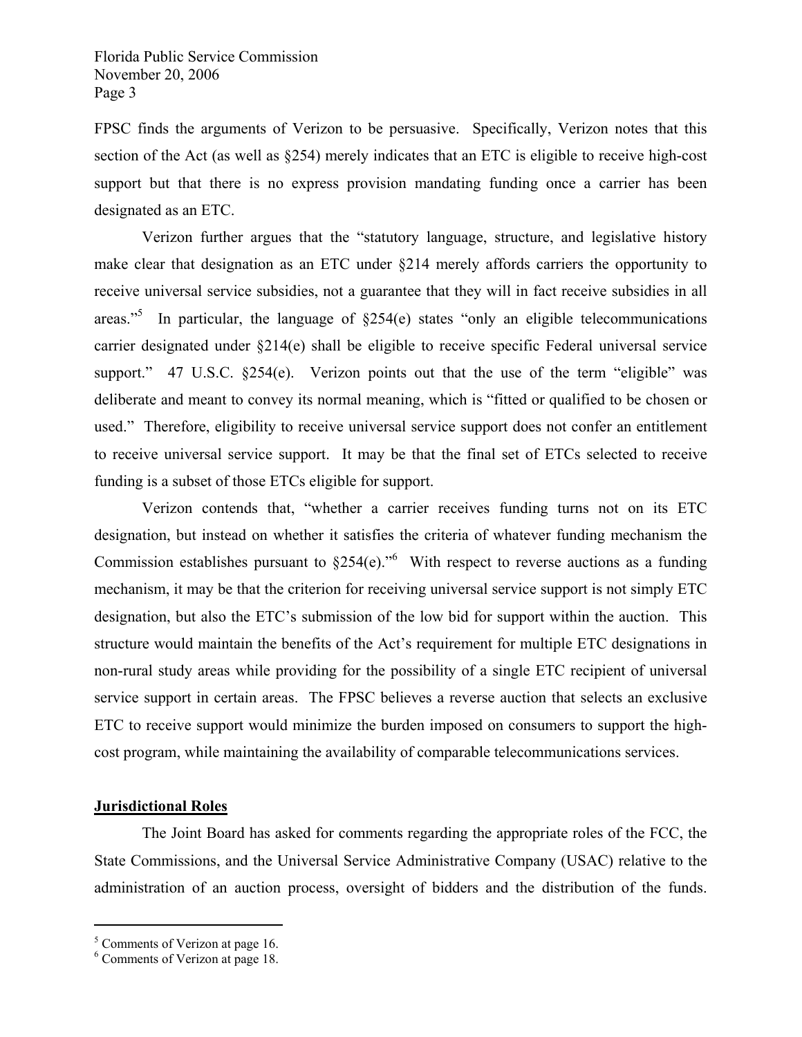FPSC finds the arguments of Verizon to be persuasive. Specifically, Verizon notes that this section of the Act (as well as §254) merely indicates that an ETC is eligible to receive high-cost support but that there is no express provision mandating funding once a carrier has been designated as an ETC.

Verizon further argues that the "statutory language, structure, and legislative history make clear that designation as an ETC under §214 merely affords carriers the opportunity to receive universal service subsidies, not a guarantee that they will in fact receive subsidies in all areas."[5] In particular, the language of §254(e) states "only an eligible telecommunications carrier designated under §214(e) shall be eligible to receive specific Federal universal service support." 47 U.S.C. §254(e). Verizon points out that the use of the term "eligible" was deliberate and meant to convey its normal meaning, which is "fitted or qualified to be chosen or used." Therefore, eligibility to receive universal service support does not confer an entitlement to receive universal service support. It may be that the final set of ETCs selected to receive funding is a subset of those ETCs eligible for support.

Verizon contends that, "whether a carrier receives funding turns not on its ETC designation, but instead on whether it satisfies the criteria of whatever funding mechanism the Commission establishes pursuant to §254(e)."[6] With respect to reverse auctions as a funding mechanism, it may be that the criterion for receiving universal service support is not simply ETC designation, but also the ETC's submission of the low bid for support within the auction. This structure would maintain the benefits of the Act's requirement for multiple ETC designations in non-rural study areas while providing for the possibility of a single ETC recipient of universal service support in certain areas. The FPSC believes a reverse auction that selects an exclusive ETC to receive support would minimize the burden imposed on consumers to support the high-cost program, while maintaining the availability of comparable telecommunications services.

**Jurisdictional Roles**

The Joint Board has asked for comments regarding the appropriate roles of the FCC, the State Commissions, and the Universal Service Administrative Company (USAC) relative to the administration of an auction process, oversight of bidders and the distribution of the funds.

---

[5] Comments of Verizon at page 16.

[6] Comments of Verizon at page 18.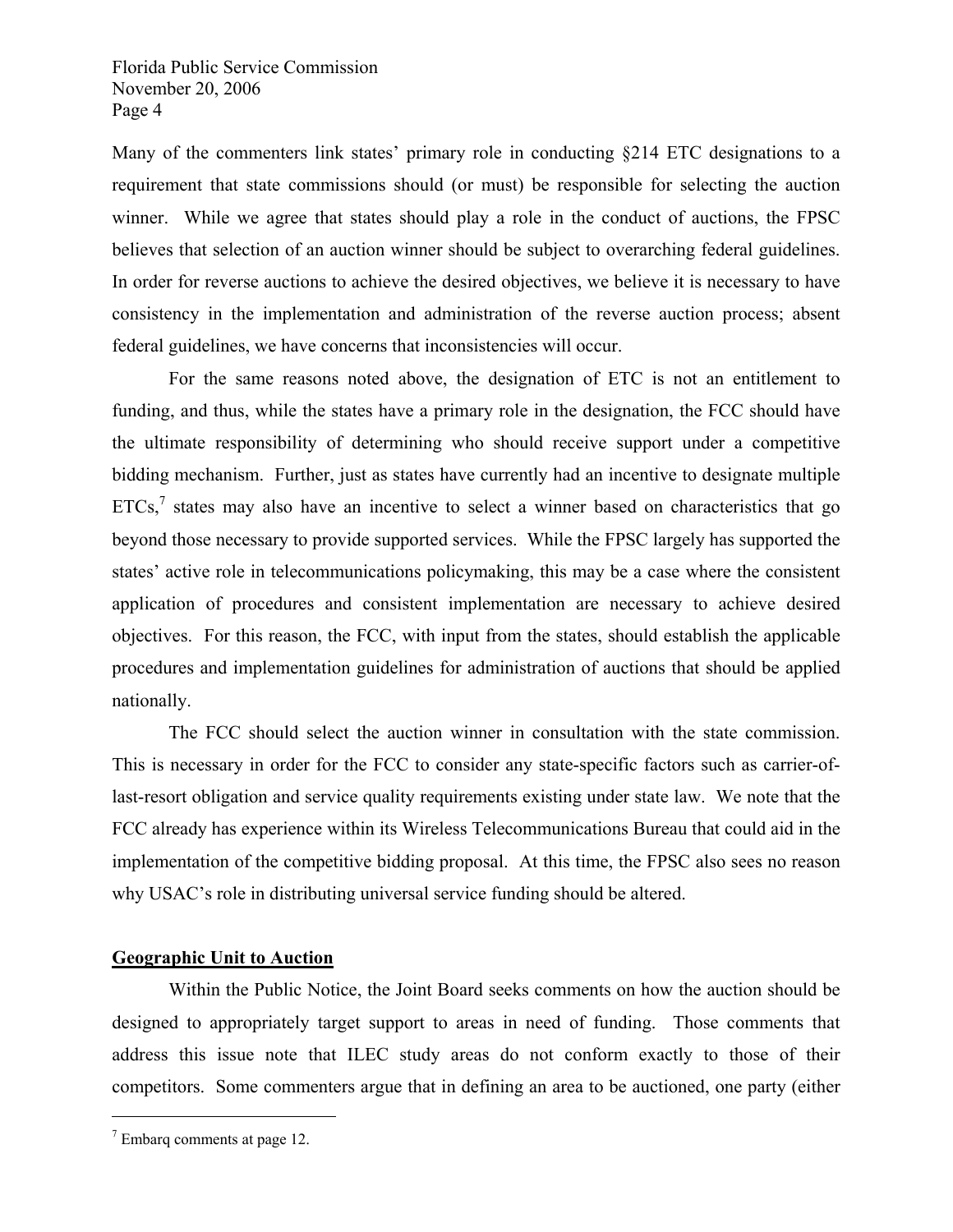Many of the commenters link states' primary role in conducting §214 ETC designations to a requirement that state commissions should (or must) be responsible for selecting the auction winner. While we agree that states should play a role in the conduct of auctions, the FPSC believes that selection of an auction winner should be subject to overarching federal guidelines. In order for reverse auctions to achieve the desired objectives, we believe it is necessary to have consistency in the implementation and administration of the reverse auction process; absent federal guidelines, we have concerns that inconsistencies will occur.

For the same reasons noted above, the designation of ETC is not an entitlement to funding, and thus, while the states have a primary role in the designation, the FCC should have the ultimate responsibility of determining who should receive support under a competitive bidding mechanism. Further, just as states have currently had an incentive to designate multiple ETCs,[7] states may also have an incentive to select a winner based on characteristics that go beyond those necessary to provide supported services. While the FPSC largely has supported the states' active role in telecommunications policymaking, this may be a case where the consistent application of procedures and consistent implementation are necessary to achieve desired objectives. For this reason, the FCC, with input from the states, should establish the applicable procedures and implementation guidelines for administration of auctions that should be applied nationally.

The FCC should select the auction winner in consultation with the state commission. This is necessary in order for the FCC to consider any state-specific factors such as carrier-of-last-resort obligation and service quality requirements existing under state law. We note that the FCC already has experience within its Wireless Telecommunications Bureau that could aid in the implementation of the competitive bidding proposal. At this time, the FPSC also sees no reason why USAC's role in distributing universal service funding should be altered.

**Geographic Unit to Auction**

Within the Public Notice, the Joint Board seeks comments on how the auction should be designed to appropriately target support to areas in need of funding. Those comments that address this issue note that ILEC study areas do not conform exactly to those of their competitors. Some commenters argue that in defining an area to be auctioned, one party (either

[7] Embarq comments at page 12.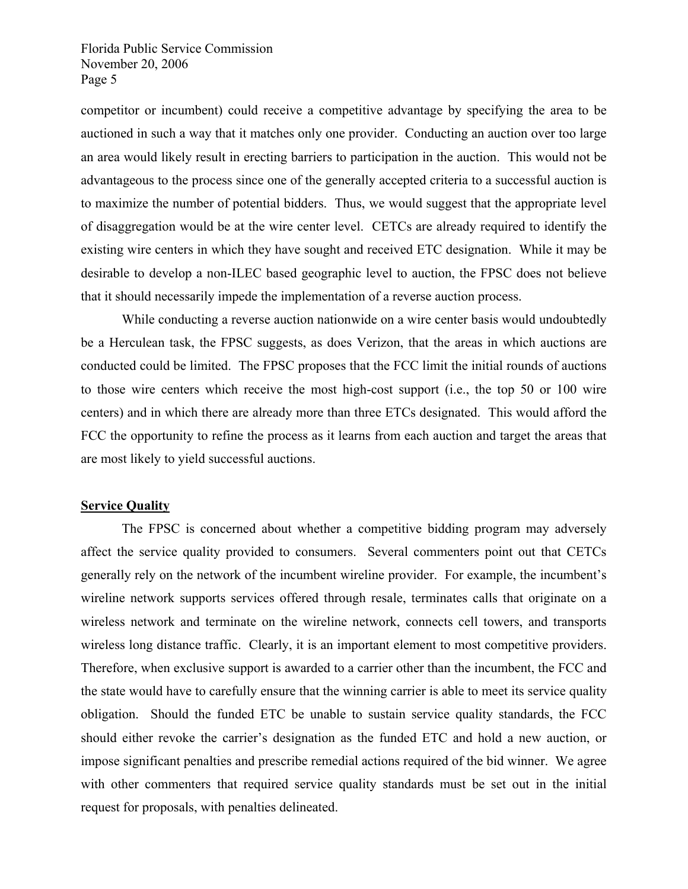competitor or incumbent) could receive a competitive advantage by specifying the area to be auctioned in such a way that it matches only one provider. Conducting an auction over too large an area would likely result in erecting barriers to participation in the auction. This would not be advantageous to the process since one of the generally accepted criteria to a successful auction is to maximize the number of potential bidders. Thus, we would suggest that the appropriate level of disaggregation would be at the wire center level. CETCs are already required to identify the existing wire centers in which they have sought and received ETC designation. While it may be desirable to develop a non-ILEC based geographic level to auction, the FPSC does not believe that it should necessarily impede the implementation of a reverse auction process.

While conducting a reverse auction nationwide on a wire center basis would undoubtedly be a Herculean task, the FPSC suggests, as does Verizon, that the areas in which auctions are conducted could be limited. The FPSC proposes that the FCC limit the initial rounds of auctions to those wire centers which receive the most high-cost support (i.e., the top 50 or 100 wire centers) and in which there are already more than three ETCs designated. This would afford the FCC the opportunity to refine the process as it learns from each auction and target the areas that are most likely to yield successful auctions.

**Service Quality**

The FPSC is concerned about whether a competitive bidding program may adversely affect the service quality provided to consumers. Several commenters point out that CETCs generally rely on the network of the incumbent wireline provider. For example, the incumbent's wireline network supports services offered through resale, terminates calls that originate on a wireless network and terminate on the wireline network, connects cell towers, and transports wireless long distance traffic. Clearly, it is an important element to most competitive providers. Therefore, when exclusive support is awarded to a carrier other than the incumbent, the FCC and the state would have to carefully ensure that the winning carrier is able to meet its service quality obligation. Should the funded ETC be unable to sustain service quality standards, the FCC should either revoke the carrier's designation as the funded ETC and hold a new auction, or impose significant penalties and prescribe remedial actions required of the bid winner. We agree with other commenters that required service quality standards must be set out in the initial request for proposals, with penalties delineated.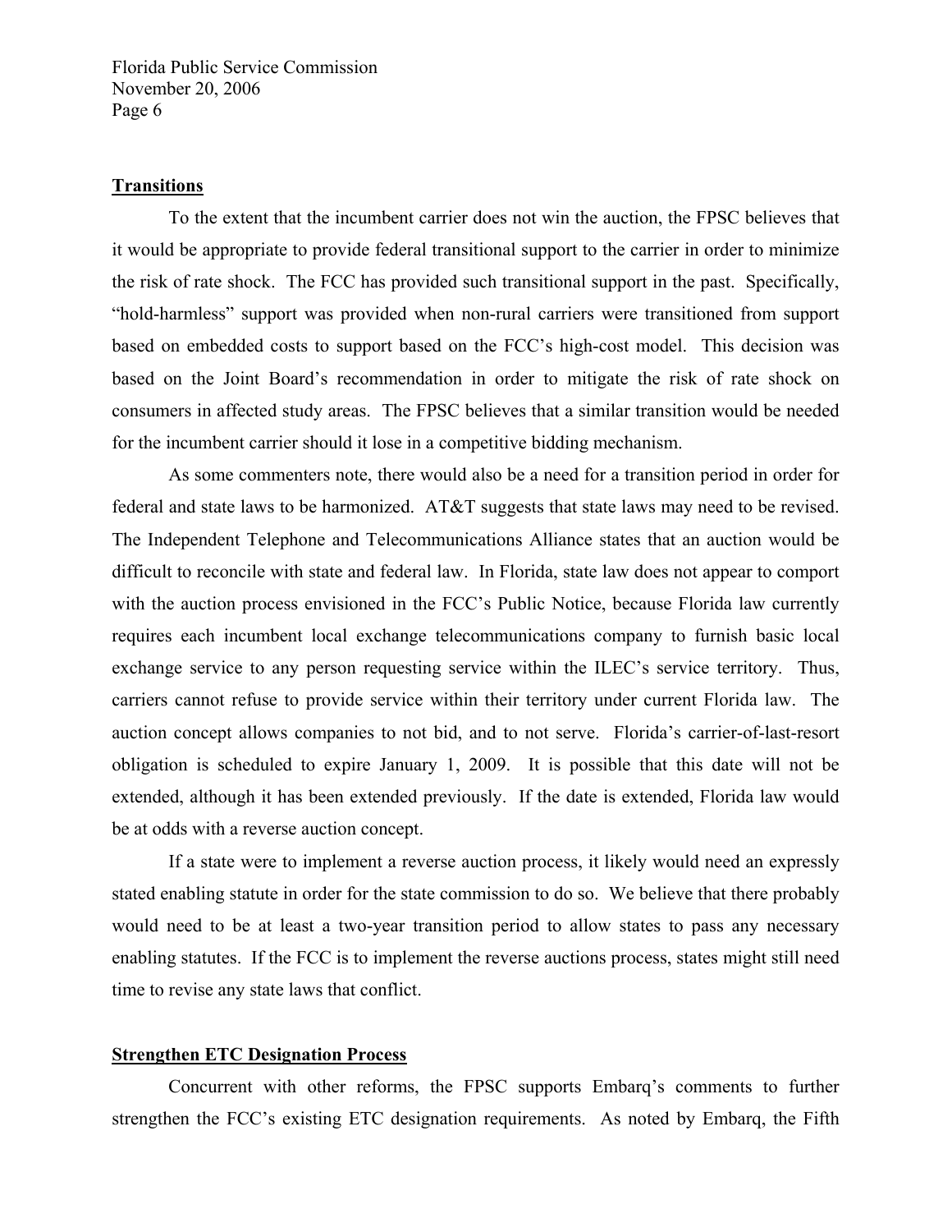**Transitions**

To the extent that the incumbent carrier does not win the auction, the FPSC believes that it would be appropriate to provide federal transitional support to the carrier in order to minimize the risk of rate shock. The FCC has provided such transitional support in the past. Specifically, "hold-harmless" support was provided when non-rural carriers were transitioned from support based on embedded costs to support based on the FCC's high-cost model. This decision was based on the Joint Board's recommendation in order to mitigate the risk of rate shock on consumers in affected study areas. The FPSC believes that a similar transition would be needed for the incumbent carrier should it lose in a competitive bidding mechanism.

As some commenters note, there would also be a need for a transition period in order for federal and state laws to be harmonized. AT&T suggests that state laws may need to be revised. The Independent Telephone and Telecommunications Alliance states that an auction would be difficult to reconcile with state and federal law. In Florida, state law does not appear to comport with the auction process envisioned in the FCC's Public Notice, because Florida law currently requires each incumbent local exchange telecommunications company to furnish basic local exchange service to any person requesting service within the ILEC's service territory. Thus, carriers cannot refuse to provide service within their territory under current Florida law. The auction concept allows companies to not bid, and to not serve. Florida's carrier-of-last-resort obligation is scheduled to expire January 1, 2009. It is possible that this date will not be extended, although it has been extended previously. If the date is extended, Florida law would be at odds with a reverse auction concept.

If a state were to implement a reverse auction process, it likely would need an expressly stated enabling statute in order for the state commission to do so. We believe that there probably would need to be at least a two-year transition period to allow states to pass any necessary enabling statutes. If the FCC is to implement the reverse auctions process, states might still need time to revise any state laws that conflict.

**Strengthen ETC Designation Process**

Concurrent with other reforms, the FPSC supports Embarq's comments to further strengthen the FCC's existing ETC designation requirements. As noted by Embarq, the Fifth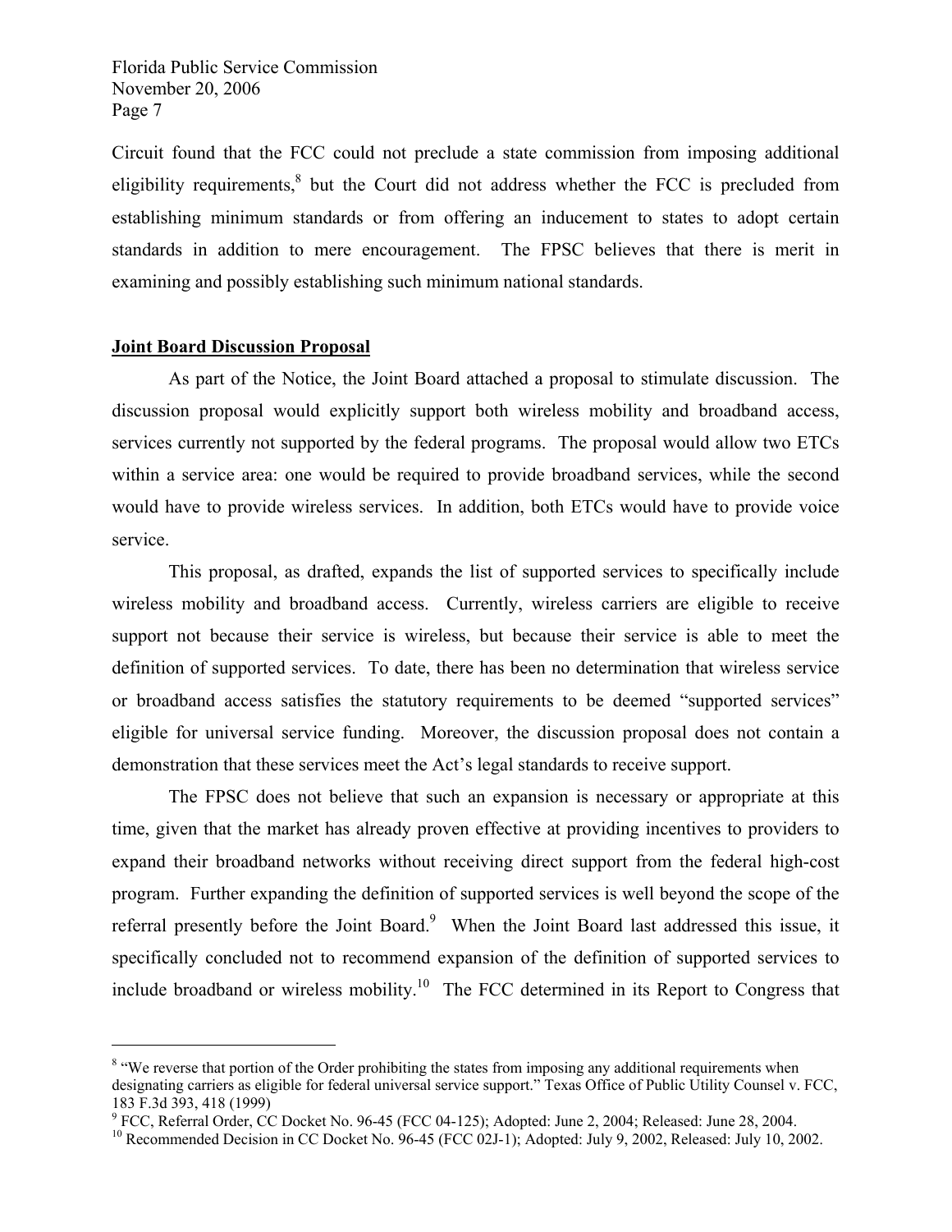Circuit found that the FCC could not preclude a state commission from imposing additional eligibility requirements,[8] but the Court did not address whether the FCC is precluded from establishing minimum standards or from offering an inducement to states to adopt certain standards in addition to mere encouragement. The FPSC believes that there is merit in examining and possibly establishing such minimum national standards.

**Joint Board Discussion Proposal**

As part of the Notice, the Joint Board attached a proposal to stimulate discussion. The discussion proposal would explicitly support both wireless mobility and broadband access, services currently not supported by the federal programs. The proposal would allow two ETCs within a service area: one would be required to provide broadband services, while the second would have to provide wireless services. In addition, both ETCs would have to provide voice service.

This proposal, as drafted, expands the list of supported services to specifically include wireless mobility and broadband access. Currently, wireless carriers are eligible to receive support not because their service is wireless, but because their service is able to meet the definition of supported services. To date, there has been no determination that wireless service or broadband access satisfies the statutory requirements to be deemed "supported services" eligible for universal service funding. Moreover, the discussion proposal does not contain a demonstration that these services meet the Act's legal standards to receive support.

The FPSC does not believe that such an expansion is necessary or appropriate at this time, given that the market has already proven effective at providing incentives to providers to expand their broadband networks without receiving direct support from the federal high-cost program. Further expanding the definition of supported services is well beyond the scope of the referral presently before the Joint Board.[9] When the Joint Board last addressed this issue, it specifically concluded not to recommend expansion of the definition of supported services to include broadband or wireless mobility.[10] The FCC determined in its Report to Congress that

---

[8] "We reverse that portion of the Order prohibiting the states from imposing any additional requirements when designating carriers as eligible for federal universal service support." Texas Office of Public Utility Counsel v. FCC, 183 F.3d 393, 418 (1999)

[9] FCC, Referral Order, CC Docket No. 96-45 (FCC 04-125); Adopted: June 2, 2004; Released: June 28, 2004.

[10] Recommended Decision in CC Docket No. 96-45 (FCC 02J-1); Adopted: July 9, 2002, Released: July 10, 2002.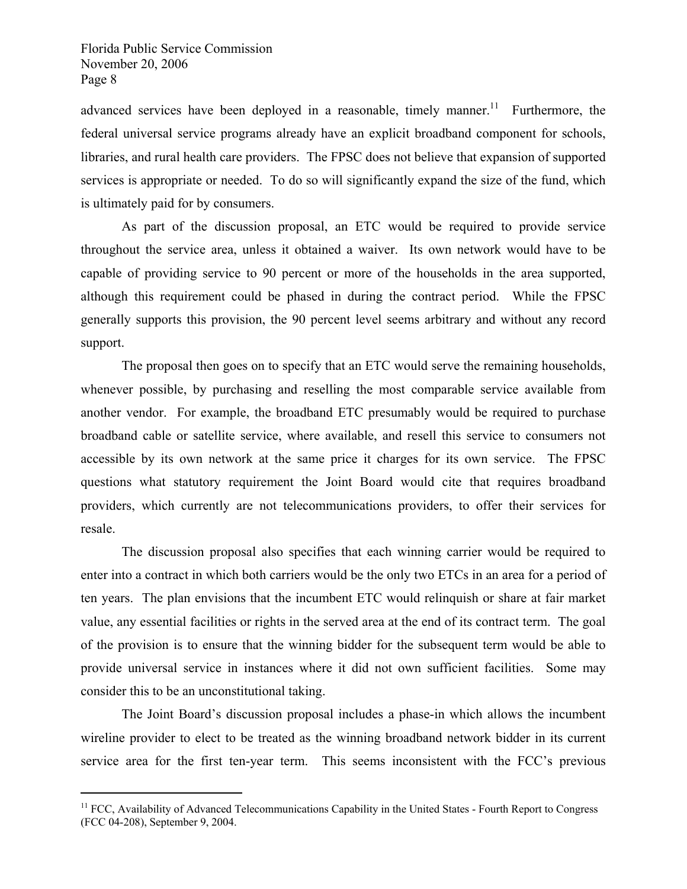advanced services have been deployed in a reasonable, timely manner.[11] Furthermore, the federal universal service programs already have an explicit broadband component for schools, libraries, and rural health care providers. The FPSC does not believe that expansion of supported services is appropriate or needed. To do so will significantly expand the size of the fund, which is ultimately paid for by consumers.

As part of the discussion proposal, an ETC would be required to provide service throughout the service area, unless it obtained a waiver. Its own network would have to be capable of providing service to 90 percent or more of the households in the area supported, although this requirement could be phased in during the contract period. While the FPSC generally supports this provision, the 90 percent level seems arbitrary and without any record support.

The proposal then goes on to specify that an ETC would serve the remaining households, whenever possible, by purchasing and reselling the most comparable service available from another vendor. For example, the broadband ETC presumably would be required to purchase broadband cable or satellite service, where available, and resell this service to consumers not accessible by its own network at the same price it charges for its own service. The FPSC questions what statutory requirement the Joint Board would cite that requires broadband providers, which currently are not telecommunications providers, to offer their services for resale.

The discussion proposal also specifies that each winning carrier would be required to enter into a contract in which both carriers would be the only two ETCs in an area for a period of ten years. The plan envisions that the incumbent ETC would relinquish or share at fair market value, any essential facilities or rights in the served area at the end of its contract term. The goal of the provision is to ensure that the winning bidder for the subsequent term would be able to provide universal service in instances where it did not own sufficient facilities. Some may consider this to be an unconstitutional taking.

The Joint Board's discussion proposal includes a phase-in which allows the incumbent wireline provider to elect to be treated as the winning broadband network bidder in its current service area for the first ten-year term. This seems inconsistent with the FCC's previous

[11] FCC, Availability of Advanced Telecommunications Capability in the United States - Fourth Report to Congress (FCC 04-208), September 9, 2004.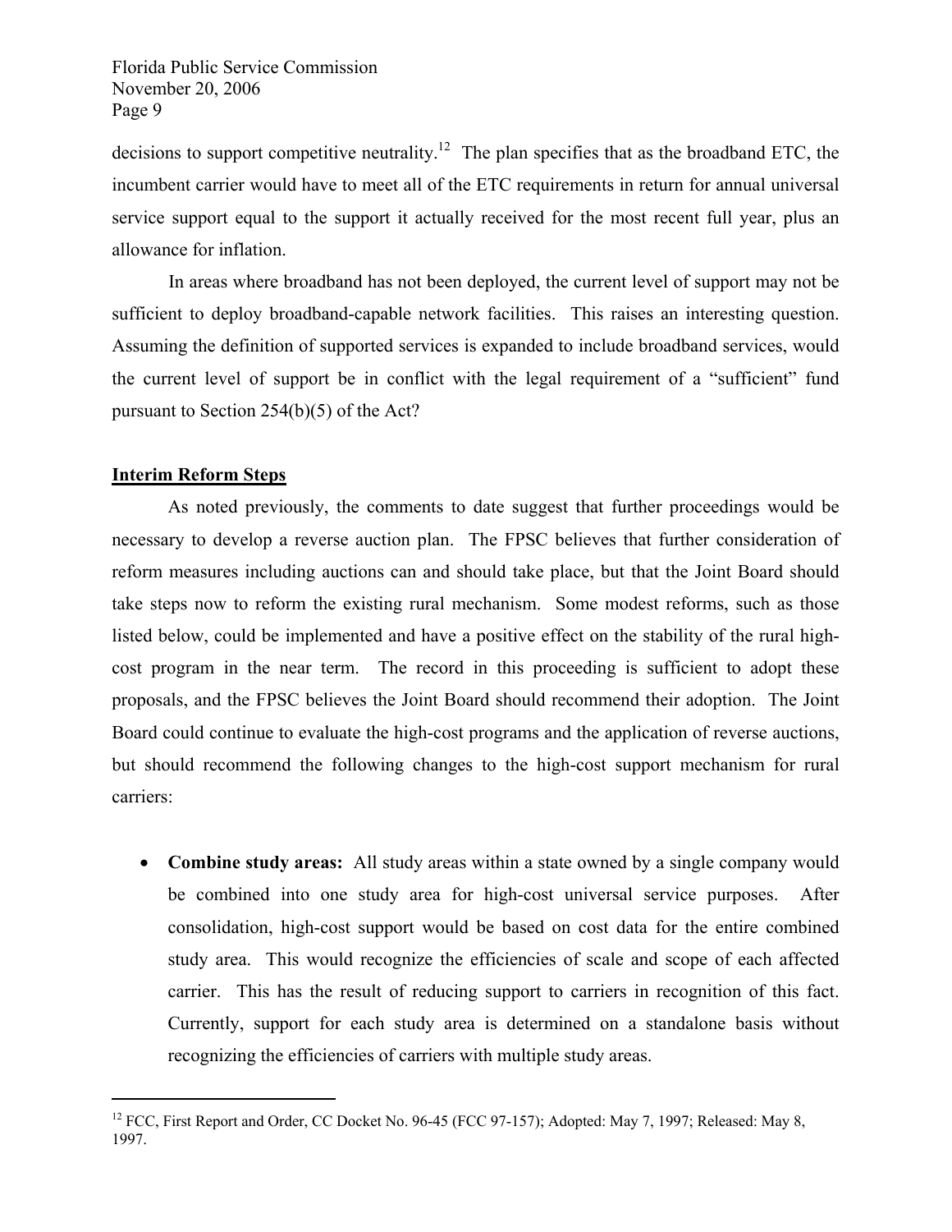decisions to support competitive neutrality.[12] The plan specifies that as the broadband ETC, the incumbent carrier would have to meet all of the ETC requirements in return for annual universal service support equal to the support it actually received for the most recent full year, plus an allowance for inflation.

In areas where broadband has not been deployed, the current level of support may not be sufficient to deploy broadband-capable network facilities. This raises an interesting question. Assuming the definition of supported services is expanded to include broadband services, would the current level of support be in conflict with the legal requirement of a "sufficient" fund pursuant to Section 254(b)(5) of the Act?

**Interim Reform Steps**

As noted previously, the comments to date suggest that further proceedings would be necessary to develop a reverse auction plan. The FPSC believes that further consideration of reform measures including auctions can and should take place, but that the Joint Board should take steps now to reform the existing rural mechanism. Some modest reforms, such as those listed below, could be implemented and have a positive effect on the stability of the rural high-cost program in the near term. The record in this proceeding is sufficient to adopt these proposals, and the FPSC believes the Joint Board should recommend their adoption. The Joint Board could continue to evaluate the high-cost programs and the application of reverse auctions, but should recommend the following changes to the high-cost support mechanism for rural carriers:

- **Combine study areas:** All study areas within a state owned by a single company would be combined into one study area for high-cost universal service purposes. After consolidation, high-cost support would be based on cost data for the entire combined study area. This would recognize the efficiencies of scale and scope of each affected carrier. This has the result of reducing support to carriers in recognition of this fact. Currently, support for each study area is determined on a standalone basis without recognizing the efficiencies of carriers with multiple study areas.

[12] FCC, First Report and Order, CC Docket No. 96-45 (FCC 97-157); Adopted: May 7, 1997; Released: May 8, 1997.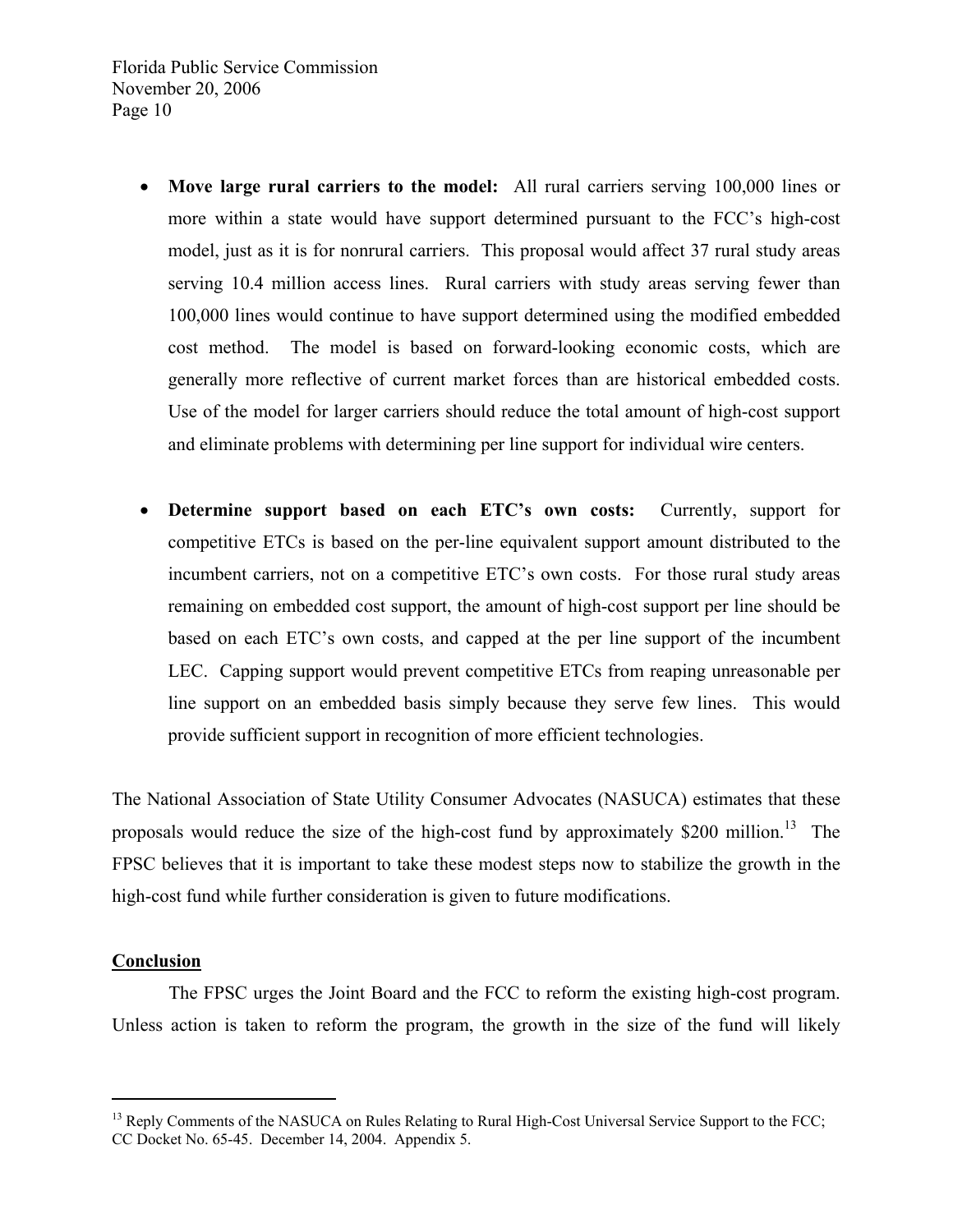- **Move large rural carriers to the model:** All rural carriers serving 100,000 lines or more within a state would have support determined pursuant to the FCC's high-cost model, just as it is for nonrural carriers. This proposal would affect 37 rural study areas serving 10.4 million access lines. Rural carriers with study areas serving fewer than 100,000 lines would continue to have support determined using the modified embedded cost method. The model is based on forward-looking economic costs, which are generally more reflective of current market forces than are historical embedded costs. Use of the model for larger carriers should reduce the total amount of high-cost support and eliminate problems with determining per line support for individual wire centers.

- **Determine support based on each ETC's own costs:** Currently, support for competitive ETCs is based on the per-line equivalent support amount distributed to the incumbent carriers, not on a competitive ETC's own costs. For those rural study areas remaining on embedded cost support, the amount of high-cost support per line should be based on each ETC's own costs, and capped at the per line support of the incumbent LEC. Capping support would prevent competitive ETCs from reaping unreasonable per line support on an embedded basis simply because they serve few lines. This would provide sufficient support in recognition of more efficient technologies.

The National Association of State Utility Consumer Advocates (NASUCA) estimates that these proposals would reduce the size of the high-cost fund by approximately $200 million.[13] The FPSC believes that it is important to take these modest steps now to stabilize the growth in the high-cost fund while further consideration is given to future modifications.

## Conclusion

The FPSC urges the Joint Board and the FCC to reform the existing high-cost program. Unless action is taken to reform the program, the growth in the size of the fund will likely

[13] Reply Comments of the NASUCA on Rules Relating to Rural High-Cost Universal Service Support to the FCC; CC Docket No. 65-45. December 14, 2004. Appendix 5.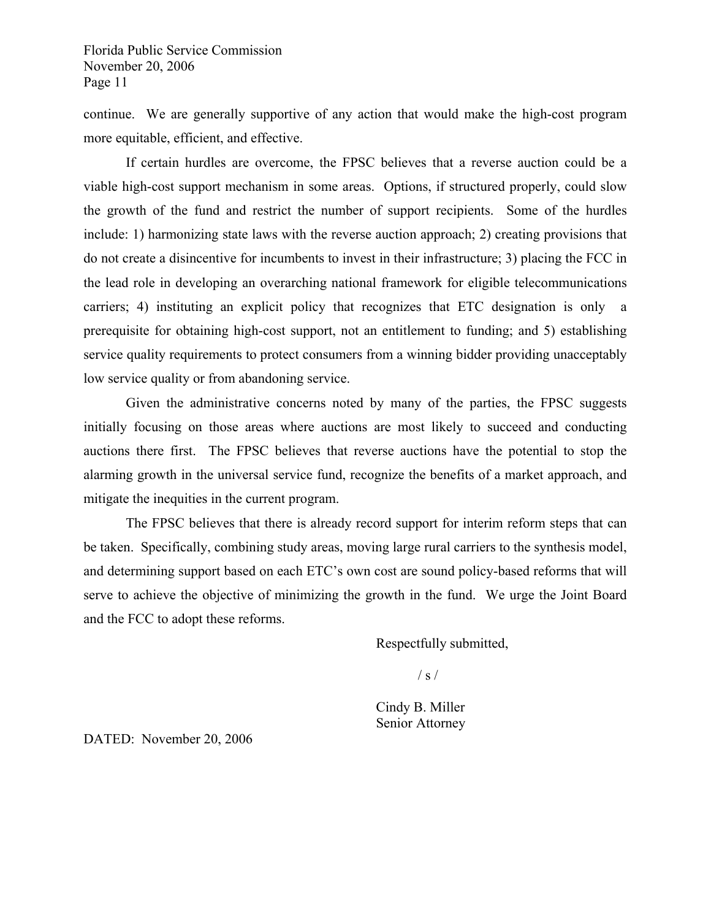continue. We are generally supportive of any action that would make the high-cost program more equitable, efficient, and effective.

If certain hurdles are overcome, the FPSC believes that a reverse auction could be a viable high-cost support mechanism in some areas. Options, if structured properly, could slow the growth of the fund and restrict the number of support recipients. Some of the hurdles include: 1) harmonizing state laws with the reverse auction approach; 2) creating provisions that do not create a disincentive for incumbents to invest in their infrastructure; 3) placing the FCC in the lead role in developing an overarching national framework for eligible telecommunications carriers; 4) instituting an explicit policy that recognizes that ETC designation is only a prerequisite for obtaining high-cost support, not an entitlement to funding; and 5) establishing service quality requirements to protect consumers from a winning bidder providing unacceptably low service quality or from abandoning service.

Given the administrative concerns noted by many of the parties, the FPSC suggests initially focusing on those areas where auctions are most likely to succeed and conducting auctions there first. The FPSC believes that reverse auctions have the potential to stop the alarming growth in the universal service fund, recognize the benefits of a market approach, and mitigate the inequities in the current program.

The FPSC believes that there is already record support for interim reform steps that can be taken. Specifically, combining study areas, moving large rural carriers to the synthesis model, and determining support based on each ETC's own cost are sound policy-based reforms that will serve to achieve the objective of minimizing the growth in the fund. We urge the Joint Board and the FCC to adopt these reforms.

Respectfully submitted,

/ s /

Cindy B. Miller
Senior Attorney

DATED: November 20, 2006